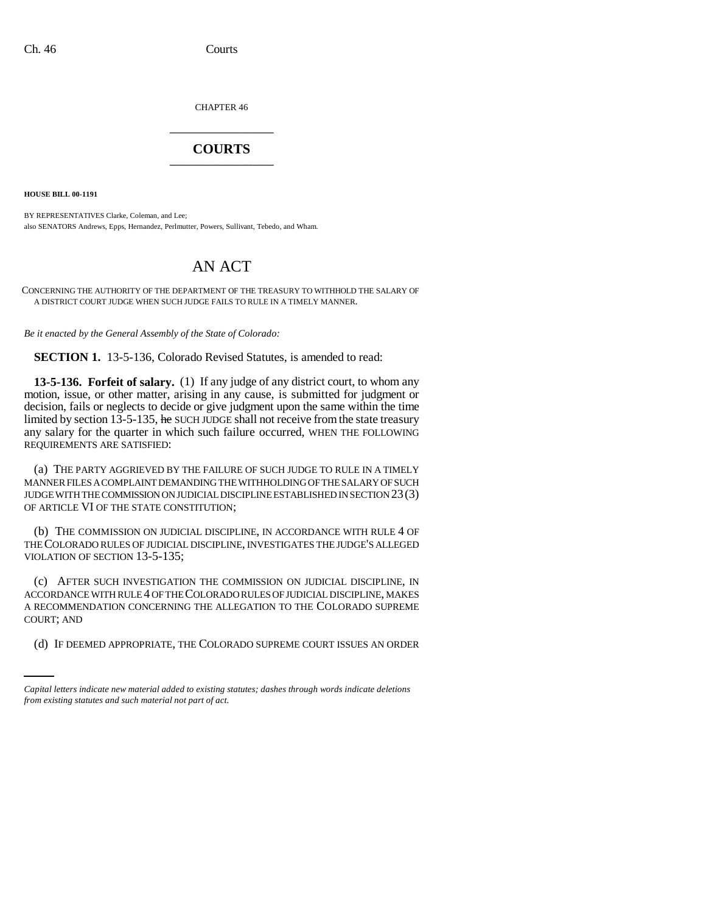CHAPTER 46

# COURTS

**HOUSE BILL 00-1191**

BY REPRESENTATIVES Clarke, Coleman, and Lee;
also SENATORS Andrews, Epps, Hernandez, Perlmutter, Powers, Sullivant, Tebedo, and Wham.

# AN ACT

CONCERNING THE AUTHORITY OF THE DEPARTMENT OF THE TREASURY TO WITHHOLD THE SALARY OF A DISTRICT COURT JUDGE WHEN SUCH JUDGE FAILS TO RULE IN A TIMELY MANNER.

*Be it enacted by the General Assembly of the State of Colorado:*

**SECTION 1.** 13-5-136, Colorado Revised Statutes, is amended to read:

**13-5-136. Forfeit of salary.** (1) If any judge of any district court, to whom any motion, issue, or other matter, arising in any cause, is submitted for judgment or decision, fails or neglects to decide or give judgment upon the same within the time limited by section 13-5-135, ~~he~~ SUCH JUDGE shall not receive from the state treasury any salary for the quarter in which such failure occurred, WHEN THE FOLLOWING REQUIREMENTS ARE SATISFIED:

(a) THE PARTY AGGRIEVED BY THE FAILURE OF SUCH JUDGE TO RULE IN A TIMELY MANNER FILES A COMPLAINT DEMANDING THE WITHHOLDING OF THE SALARY OF SUCH JUDGE WITH THE COMMISSION ON JUDICIAL DISCIPLINE ESTABLISHED IN SECTION 23 (3) OF ARTICLE VI OF THE STATE CONSTITUTION;

(b) THE COMMISSION ON JUDICIAL DISCIPLINE, IN ACCORDANCE WITH RULE 4 OF THE COLORADO RULES OF JUDICIAL DISCIPLINE, INVESTIGATES THE JUDGE'S ALLEGED VIOLATION OF SECTION 13-5-135;

(c) AFTER SUCH INVESTIGATION THE COMMISSION ON JUDICIAL DISCIPLINE, IN ACCORDANCE WITH RULE 4 OF THE COLORADO RULES OF JUDICIAL DISCIPLINE, MAKES A RECOMMENDATION CONCERNING THE ALLEGATION TO THE COLORADO SUPREME COURT; AND

(d) IF DEEMED APPROPRIATE, THE COLORADO SUPREME COURT ISSUES AN ORDER

*Capital letters indicate new material added to existing statutes; dashes through words indicate deletions from existing statutes and such material not part of act.*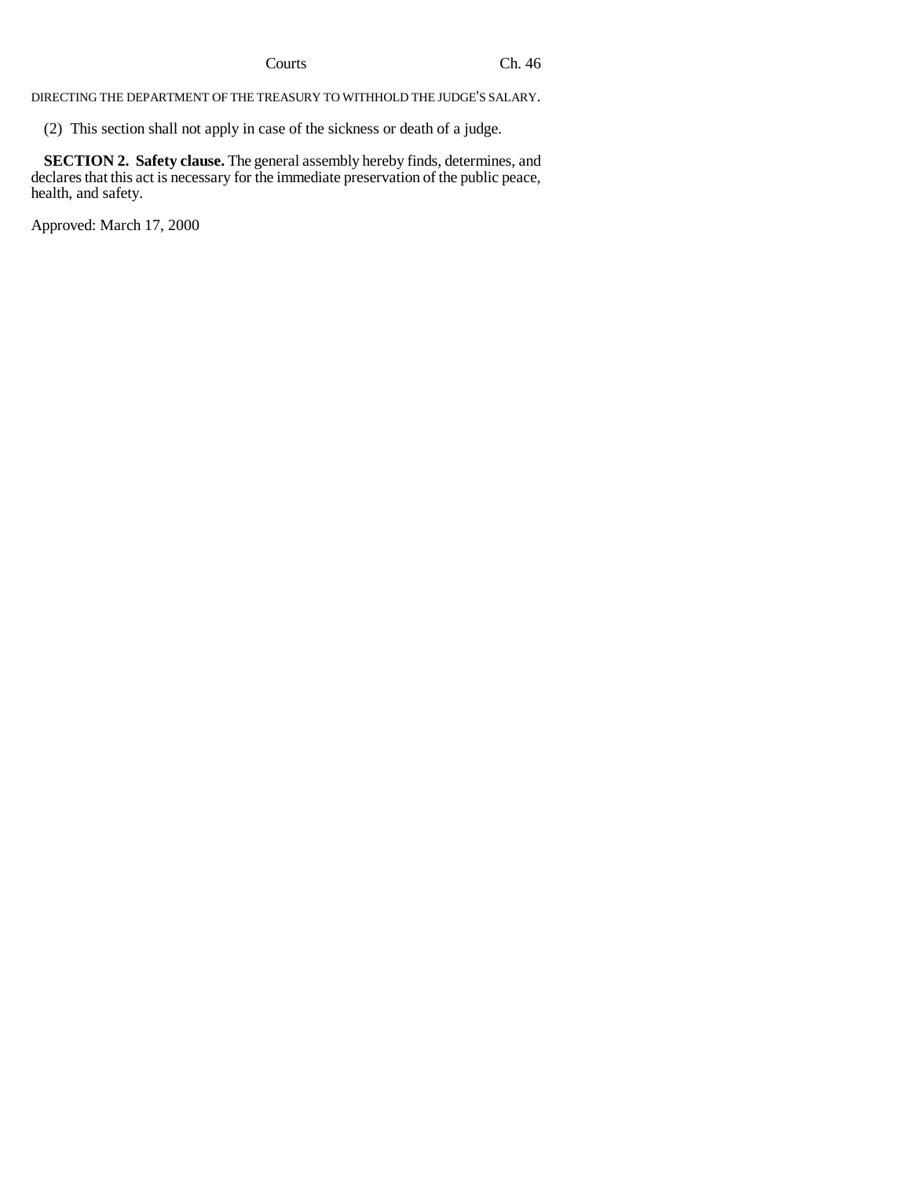DIRECTING THE DEPARTMENT OF THE TREASURY TO WITHHOLD THE JUDGE'S SALARY.

(2) This section shall not apply in case of the sickness or death of a judge.

**SECTION 2. Safety clause.** The general assembly hereby finds, determines, and declares that this act is necessary for the immediate preservation of the public peace, health, and safety.

Approved: March 17, 2000